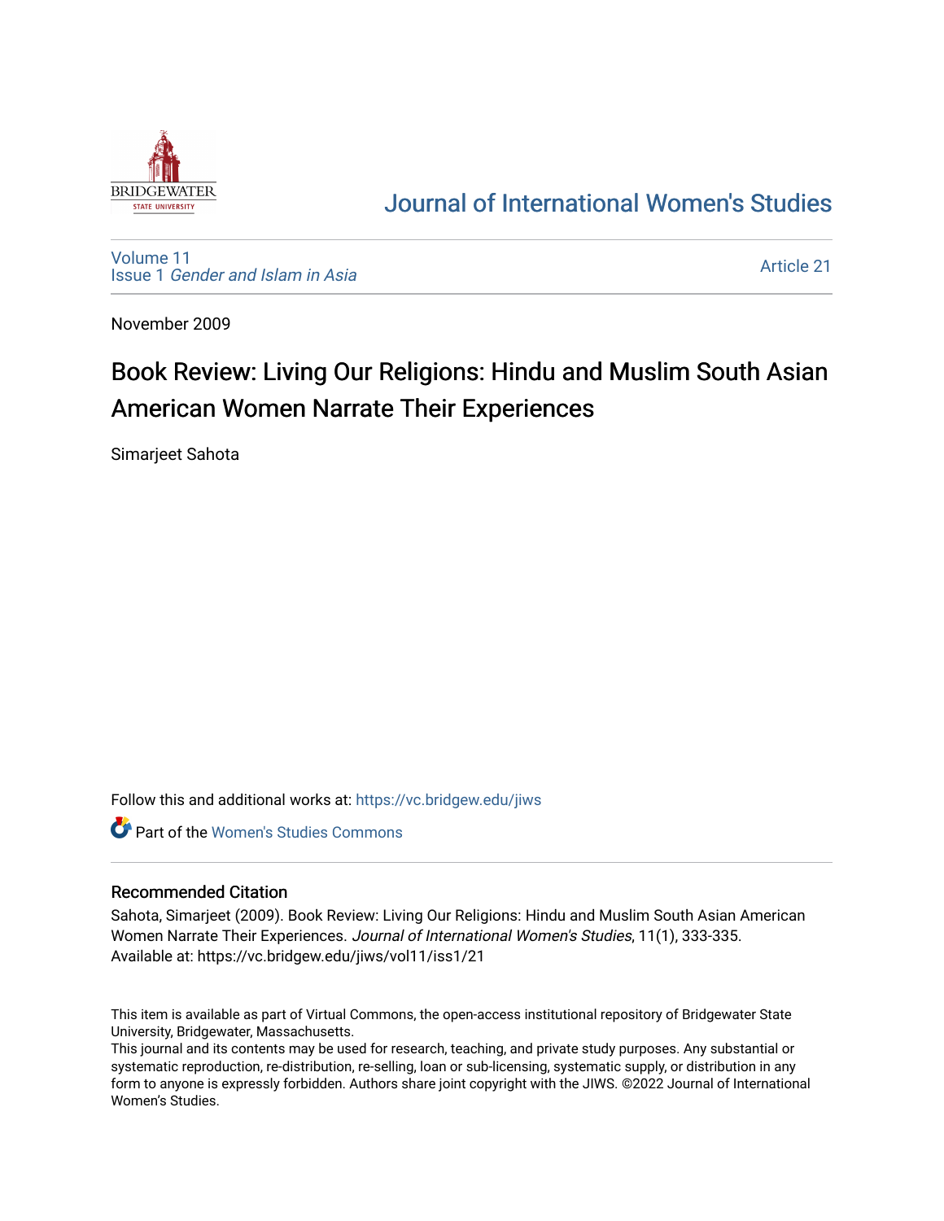Journal of International Women's Studies

Volume 11
Issue 1 *Gender and Islam in Asia*

Article 21

November 2009

# Book Review: Living Our Religions: Hindu and Muslim South Asian American Women Narrate Their Experiences

Simarjeet Sahota

Follow this and additional works at: https://vc.bridgew.edu/jiws

Part of the Women's Studies Commons

## Recommended Citation

Sahota, Simarjeet (2009). Book Review: Living Our Religions: Hindu and Muslim South Asian American Women Narrate Their Experiences. *Journal of International Women's Studies*, 11(1), 333-335.
Available at: https://vc.bridgew.edu/jiws/vol11/iss1/21

This item is available as part of Virtual Commons, the open-access institutional repository of Bridgewater State University, Bridgewater, Massachusetts.
This journal and its contents may be used for research, teaching, and private study purposes. Any substantial or systematic reproduction, re-distribution, re-selling, loan or sub-licensing, systematic supply, or distribution in any form to anyone is expressly forbidden. Authors share joint copyright with the JIWS. ©2022 Journal of International Women's Studies.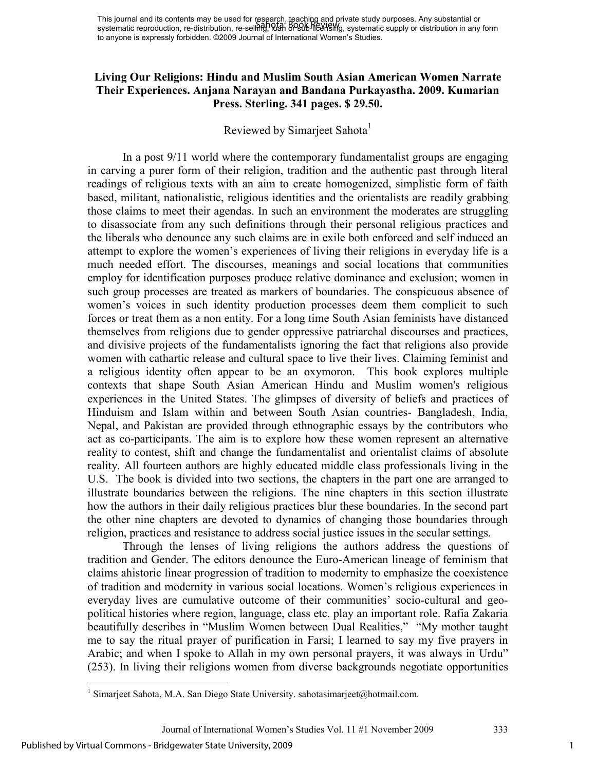**Living Our Religions: Hindu and Muslim South Asian American Women Narrate Their Experiences. Anjana Narayan and Bandana Purkayastha. 2009. Kumarian Press. Sterling. 341 pages. $ 29.50.**

Reviewed by Simarjeet Sahota[1]

In a post 9/11 world where the contemporary fundamentalist groups are engaging in carving a purer form of their religion, tradition and the authentic past through literal readings of religious texts with an aim to create homogenized, simplistic form of faith based, militant, nationalistic, religious identities and the orientalists are readily grabbing those claims to meet their agendas. In such an environment the moderates are struggling to disassociate from any such definitions through their personal religious practices and the liberals who denounce any such claims are in exile both enforced and self induced an attempt to explore the women's experiences of living their religions in everyday life is a much needed effort. The discourses, meanings and social locations that communities employ for identification purposes produce relative dominance and exclusion; women in such group processes are treated as markers of boundaries. The conspicuous absence of women's voices in such identity production processes deem them complicit to such forces or treat them as a non entity. For a long time South Asian feminists have distanced themselves from religions due to gender oppressive patriarchal discourses and practices, and divisive projects of the fundamentalists ignoring the fact that religions also provide women with cathartic release and cultural space to live their lives. Claiming feminist and a religious identity often appear to be an oxymoron. This book explores multiple contexts that shape South Asian American Hindu and Muslim women's religious experiences in the United States. The glimpses of diversity of beliefs and practices of Hinduism and Islam within and between South Asian countries- Bangladesh, India, Nepal, and Pakistan are provided through ethnographic essays by the contributors who act as co-participants. The aim is to explore how these women represent an alternative reality to contest, shift and change the fundamentalist and orientalist claims of absolute reality. All fourteen authors are highly educated middle class professionals living in the U.S. The book is divided into two sections, the chapters in the part one are arranged to illustrate boundaries between the religions. The nine chapters in this section illustrate how the authors in their daily religious practices blur these boundaries. In the second part the other nine chapters are devoted to dynamics of changing those boundaries through religion, practices and resistance to address social justice issues in the secular settings.

Through the lenses of living religions the authors address the questions of tradition and Gender. The editors denounce the Euro-American lineage of feminism that claims ahistoric linear progression of tradition to modernity to emphasize the coexistence of tradition and modernity in various social locations. Women's religious experiences in everyday lives are cumulative outcome of their communities' socio-cultural and geo-political histories where region, language, class etc. play an important role. Rafia Zakaria beautifully describes in "Muslim Women between Dual Realities," "My mother taught me to say the ritual prayer of purification in Farsi; I learned to say my five prayers in Arabic; and when I spoke to Allah in my own personal prayers, it was always in Urdu" (253). In living their religions women from diverse backgrounds negotiate opportunities

[1] Simarjeet Sahota, M.A. San Diego State University. sahotasimarjeet@hotmail.com.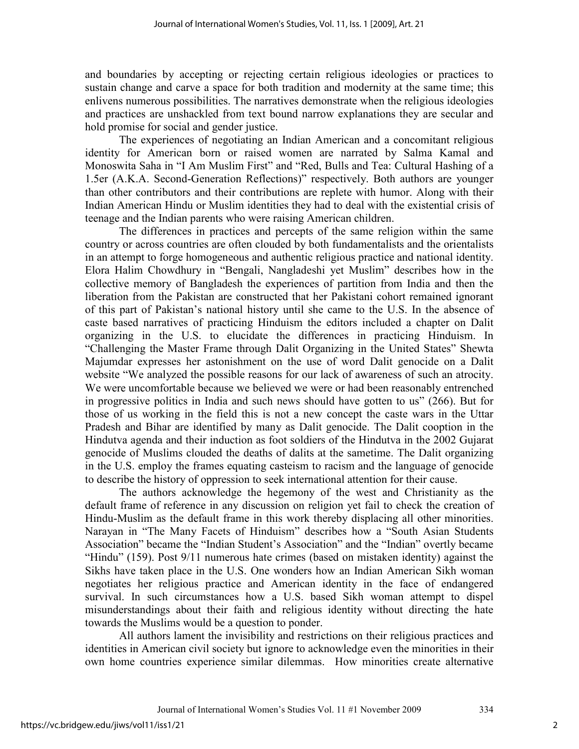and boundaries by accepting or rejecting certain religious ideologies or practices to sustain change and carve a space for both tradition and modernity at the same time; this enlivens numerous possibilities. The narratives demonstrate when the religious ideologies and practices are unshackled from text bound narrow explanations they are secular and hold promise for social and gender justice.

The experiences of negotiating an Indian American and a concomitant religious identity for American born or raised women are narrated by Salma Kamal and Monoswita Saha in "I Am Muslim First" and "Red, Bulls and Tea: Cultural Hashing of a 1.5er (A.K.A. Second-Generation Reflections)" respectively. Both authors are younger than other contributors and their contributions are replete with humor. Along with their Indian American Hindu or Muslim identities they had to deal with the existential crisis of teenage and the Indian parents who were raising American children.

The differences in practices and percepts of the same religion within the same country or across countries are often clouded by both fundamentalists and the orientalists in an attempt to forge homogeneous and authentic religious practice and national identity. Elora Halim Chowdhury in "Bengali, Nangladeshi yet Muslim" describes how in the collective memory of Bangladesh the experiences of partition from India and then the liberation from the Pakistan are constructed that her Pakistani cohort remained ignorant of this part of Pakistan's national history until she came to the U.S. In the absence of caste based narratives of practicing Hinduism the editors included a chapter on Dalit organizing in the U.S. to elucidate the differences in practicing Hinduism. In "Challenging the Master Frame through Dalit Organizing in the United States" Shewta Majumdar expresses her astonishment on the use of word Dalit genocide on a Dalit website "We analyzed the possible reasons for our lack of awareness of such an atrocity. We were uncomfortable because we believed we were or had been reasonably entrenched in progressive politics in India and such news should have gotten to us" (266). But for those of us working in the field this is not a new concept the caste wars in the Uttar Pradesh and Bihar are identified by many as Dalit genocide. The Dalit cooption in the Hindutva agenda and their induction as foot soldiers of the Hindutva in the 2002 Gujarat genocide of Muslims clouded the deaths of dalits at the sametime. The Dalit organizing in the U.S. employ the frames equating casteism to racism and the language of genocide to describe the history of oppression to seek international attention for their cause.

The authors acknowledge the hegemony of the west and Christianity as the default frame of reference in any discussion on religion yet fail to check the creation of Hindu-Muslim as the default frame in this work thereby displacing all other minorities. Narayan in "The Many Facets of Hinduism" describes how a "South Asian Students Association" became the "Indian Student's Association" and the "Indian" overtly became "Hindu" (159). Post 9/11 numerous hate crimes (based on mistaken identity) against the Sikhs have taken place in the U.S. One wonders how an Indian American Sikh woman negotiates her religious practice and American identity in the face of endangered survival. In such circumstances how a U.S. based Sikh woman attempt to dispel misunderstandings about their faith and religious identity without directing the hate towards the Muslims would be a question to ponder.

All authors lament the invisibility and restrictions on their religious practices and identities in American civil society but ignore to acknowledge even the minorities in their own home countries experience similar dilemmas. How minorities create alternative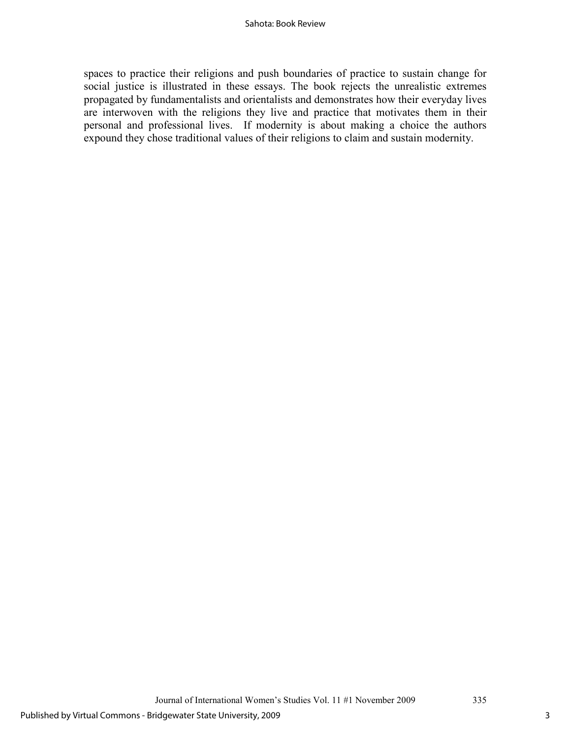spaces to practice their religions and push boundaries of practice to sustain change for social justice is illustrated in these essays. The book rejects the unrealistic extremes propagated by fundamentalists and orientalists and demonstrates how their everyday lives are interwoven with the religions they live and practice that motivates them in their personal and professional lives. If modernity is about making a choice the authors expound they chose traditional values of their religions to claim and sustain modernity.